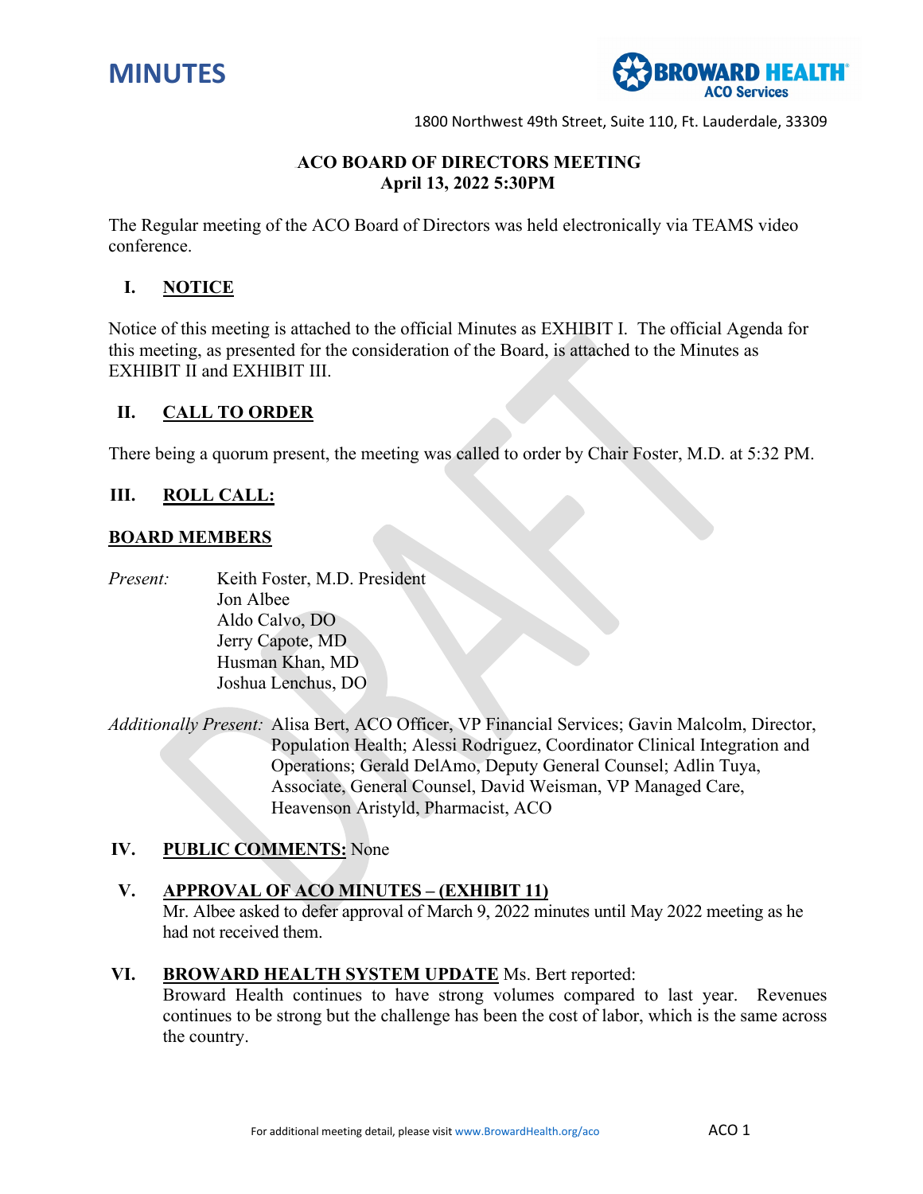# MINUTES

**BROWARD HEALTH**
**ACO Services**

1800 Northwest 49th Street, Suite 110, Ft. Lauderdale, 33309

**ACO BOARD OF DIRECTORS MEETING**
**April 13, 2022 5:30PM**

The Regular meeting of the ACO Board of Directors was held electronically via TEAMS video conference.

## I. NOTICE

Notice of this meeting is attached to the official Minutes as EXHIBIT I. The official Agenda for this meeting, as presented for the consideration of the Board, is attached to the Minutes as EXHIBIT II and EXHIBIT III.

## II. CALL TO ORDER

There being a quorum present, the meeting was called to order by Chair Foster, M.D. at 5:32 PM.

## III. ROLL CALL:

**BOARD MEMBERS**

*Present:*
Keith Foster, M.D. President
Jon Albee
Aldo Calvo, DO
Jerry Capote, MD
Husman Khan, MD
Joshua Lenchus, DO

*Additionally Present:* Alisa Bert, ACO Officer, VP Financial Services; Gavin Malcolm, Director, Population Health; Alessi Rodriguez, Coordinator Clinical Integration and Operations; Gerald DelAmo, Deputy General Counsel; Adlin Tuya, Associate, General Counsel, David Weisman, VP Managed Care, Heavenson Aristyld, Pharmacist, ACO

## IV. PUBLIC COMMENTS: None

## V. APPROVAL OF ACO MINUTES – (EXHIBIT 11)

Mr. Albee asked to defer approval of March 9, 2022 minutes until May 2022 meeting as he had not received them.

## VI. BROWARD HEALTH SYSTEM UPDATE Ms. Bert reported:

Broward Health continues to have strong volumes compared to last year. Revenues continues to be strong but the challenge has been the cost of labor, which is the same across the country.

For additional meeting detail, please visit www.BrowardHealth.org/aco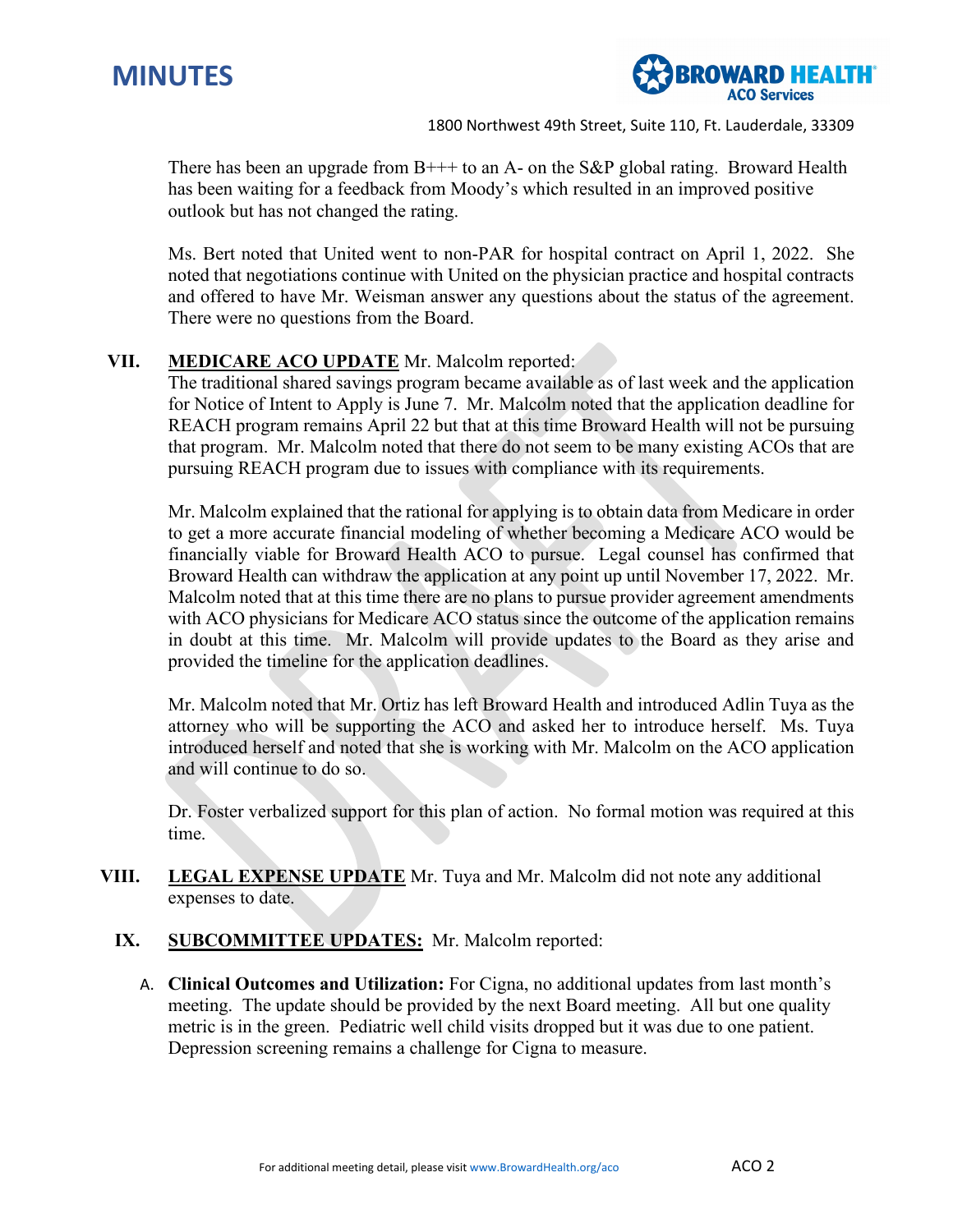There has been an upgrade from B+++ to an A- on the S&P global rating. Broward Health has been waiting for a feedback from Moody's which resulted in an improved positive outlook but has not changed the rating.

Ms. Bert noted that United went to non-PAR for hospital contract on April 1, 2022. She noted that negotiations continue with United on the physician practice and hospital contracts and offered to have Mr. Weisman answer any questions about the status of the agreement. There were no questions from the Board.

**VII. <u>MEDICARE ACO UPDATE</u>** Mr. Malcolm reported:
The traditional shared savings program became available as of last week and the application for Notice of Intent to Apply is June 7. Mr. Malcolm noted that the application deadline for REACH program remains April 22 but that at this time Broward Health will not be pursuing that program. Mr. Malcolm noted that there do not seem to be many existing ACOs that are pursuing REACH program due to issues with compliance with its requirements.

Mr. Malcolm explained that the rational for applying is to obtain data from Medicare in order to get a more accurate financial modeling of whether becoming a Medicare ACO would be financially viable for Broward Health ACO to pursue. Legal counsel has confirmed that Broward Health can withdraw the application at any point up until November 17, 2022. Mr. Malcolm noted that at this time there are no plans to pursue provider agreement amendments with ACO physicians for Medicare ACO status since the outcome of the application remains in doubt at this time. Mr. Malcolm will provide updates to the Board as they arise and provided the timeline for the application deadlines.

Mr. Malcolm noted that Mr. Ortiz has left Broward Health and introduced Adlin Tuya as the attorney who will be supporting the ACO and asked her to introduce herself. Ms. Tuya introduced herself and noted that she is working with Mr. Malcolm on the ACO application and will continue to do so.

Dr. Foster verbalized support for this plan of action. No formal motion was required at this time.

**VIII. <u>LEGAL EXPENSE UPDATE</u>** Mr. Tuya and Mr. Malcolm did not note any additional expenses to date.

**IX. <u>SUBCOMMITTEE UPDATES:</u>** Mr. Malcolm reported:

A. **Clinical Outcomes and Utilization:** For Cigna, no additional updates from last month's meeting. The update should be provided by the next Board meeting. All but one quality metric is in the green. Pediatric well child visits dropped but it was due to one patient. Depression screening remains a challenge for Cigna to measure.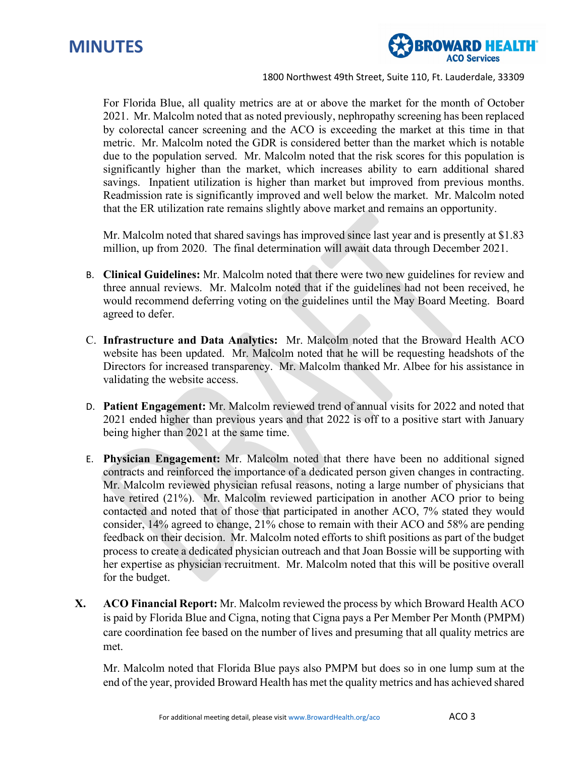For Florida Blue, all quality metrics are at or above the market for the month of October 2021. Mr. Malcolm noted that as noted previously, nephropathy screening has been replaced by colorectal cancer screening and the ACO is exceeding the market at this time in that metric. Mr. Malcolm noted the GDR is considered better than the market which is notable due to the population served. Mr. Malcolm noted that the risk scores for this population is significantly higher than the market, which increases ability to earn additional shared savings. Inpatient utilization is higher than market but improved from previous months. Readmission rate is significantly improved and well below the market. Mr. Malcolm noted that the ER utilization rate remains slightly above market and remains an opportunity.

Mr. Malcolm noted that shared savings has improved since last year and is presently at $1.83 million, up from 2020. The final determination will await data through December 2021.

B. **Clinical Guidelines:** Mr. Malcolm noted that there were two new guidelines for review and three annual reviews. Mr. Malcolm noted that if the guidelines had not been received, he would recommend deferring voting on the guidelines until the May Board Meeting. Board agreed to defer.

C. **Infrastructure and Data Analytics:** Mr. Malcolm noted that the Broward Health ACO website has been updated. Mr. Malcolm noted that he will be requesting headshots of the Directors for increased transparency. Mr. Malcolm thanked Mr. Albee for his assistance in validating the website access.

D. **Patient Engagement:** Mr. Malcolm reviewed trend of annual visits for 2022 and noted that 2021 ended higher than previous years and that 2022 is off to a positive start with January being higher than 2021 at the same time.

E. **Physician Engagement:** Mr. Malcolm noted that there have been no additional signed contracts and reinforced the importance of a dedicated person given changes in contracting. Mr. Malcolm reviewed physician refusal reasons, noting a large number of physicians that have retired (21%). Mr. Malcolm reviewed participation in another ACO prior to being contacted and noted that of those that participated in another ACO, 7% stated they would consider, 14% agreed to change, 21% chose to remain with their ACO and 58% are pending feedback on their decision. Mr. Malcolm noted efforts to shift positions as part of the budget process to create a dedicated physician outreach and that Joan Bossie will be supporting with her expertise as physician recruitment. Mr. Malcolm noted that this will be positive overall for the budget.

**X. ACO Financial Report:** Mr. Malcolm reviewed the process by which Broward Health ACO is paid by Florida Blue and Cigna, noting that Cigna pays a Per Member Per Month (PMPM) care coordination fee based on the number of lives and presuming that all quality metrics are met.

Mr. Malcolm noted that Florida Blue pays also PMPM but does so in one lump sum at the end of the year, provided Broward Health has met the quality metrics and has achieved shared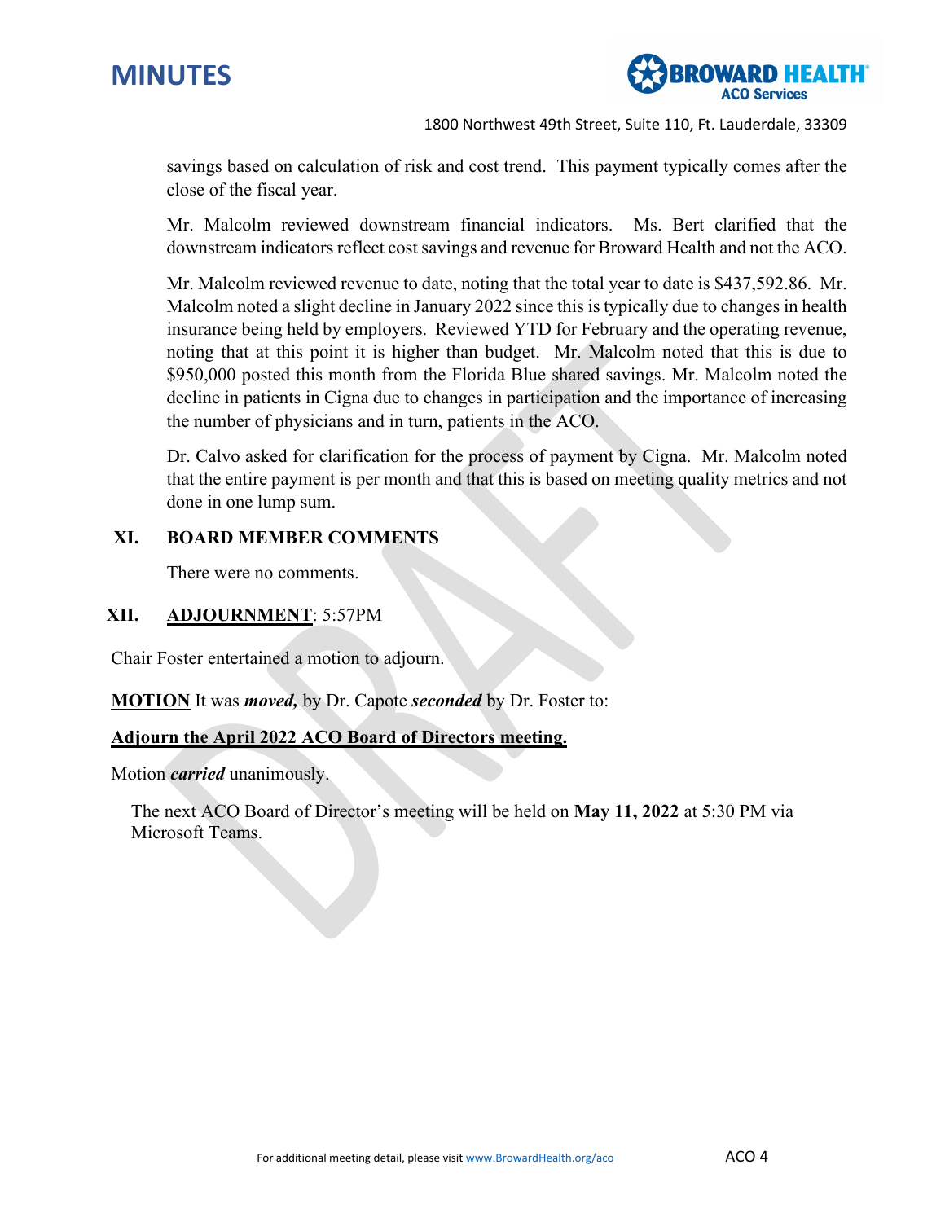savings based on calculation of risk and cost trend. This payment typically comes after the close of the fiscal year.

Mr. Malcolm reviewed downstream financial indicators. Ms. Bert clarified that the downstream indicators reflect cost savings and revenue for Broward Health and not the ACO.

Mr. Malcolm reviewed revenue to date, noting that the total year to date is $437,592.86. Mr. Malcolm noted a slight decline in January 2022 since this is typically due to changes in health insurance being held by employers. Reviewed YTD for February and the operating revenue, noting that at this point it is higher than budget. Mr. Malcolm noted that this is due to $950,000 posted this month from the Florida Blue shared savings. Mr. Malcolm noted the decline in patients in Cigna due to changes in participation and the importance of increasing the number of physicians and in turn, patients in the ACO.

Dr. Calvo asked for clarification for the process of payment by Cigna. Mr. Malcolm noted that the entire payment is per month and that this is based on meeting quality metrics and not done in one lump sum.

## XI. BOARD MEMBER COMMENTS

There were no comments.

## XII. <u>ADJOURNMENT</u>: 5:57PM

Chair Foster entertained a motion to adjourn.

**<u>MOTION</u>** It was ***moved,*** by Dr. Capote ***seconded*** by Dr. Foster to:

**<u>Adjourn the April 2022 ACO Board of Directors meeting.</u>**

Motion ***carried*** unanimously.

The next ACO Board of Director's meeting will be held on **May 11, 2022** at 5:30 PM via Microsoft Teams.

For additional meeting detail, please visit www.BrowardHealth.org/aco